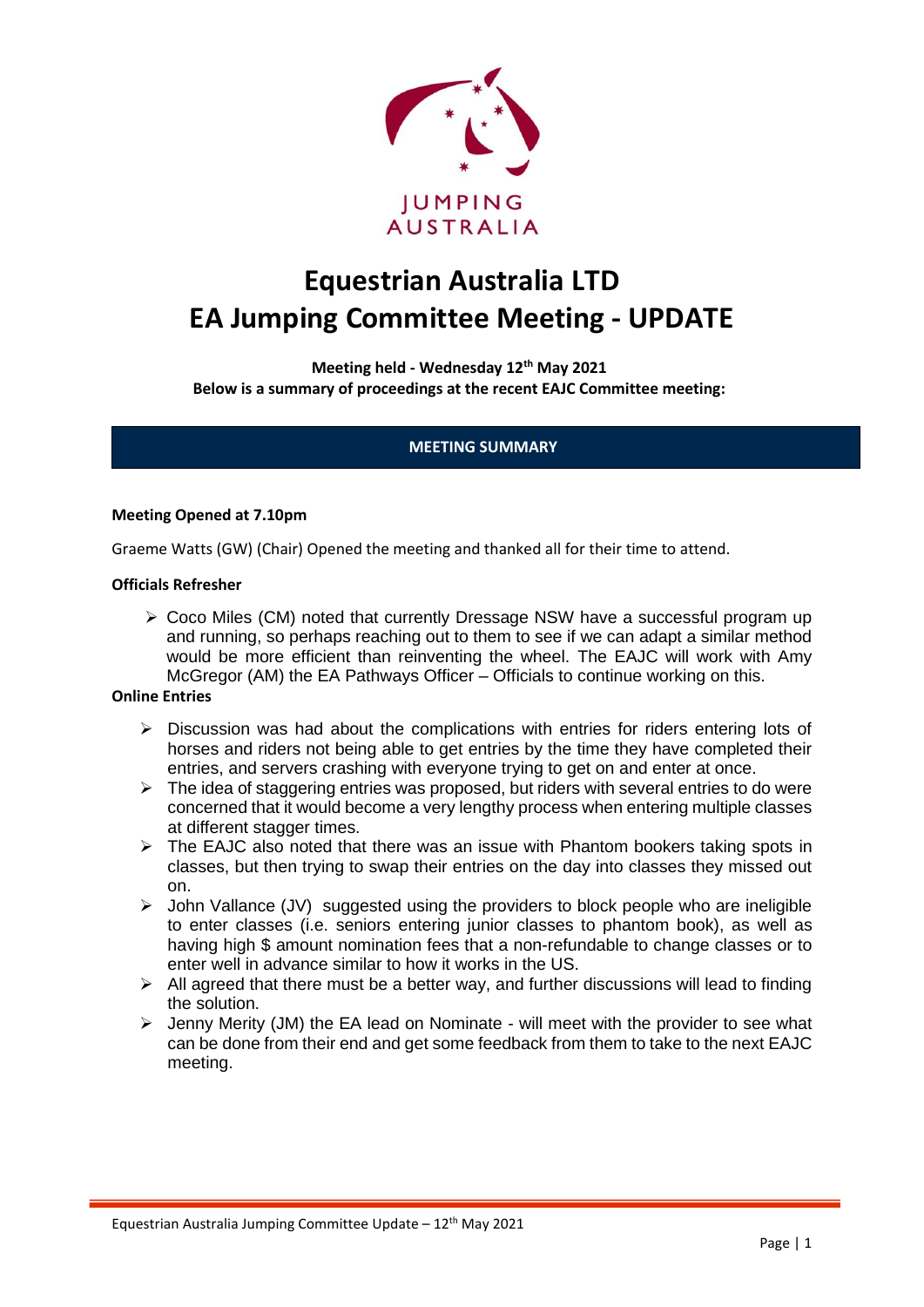JUMPING AUSTRALIA

# Equestrian Australia LTD
# EA Jumping Committee Meeting - UPDATE

**Meeting held - Wednesday 12th May 2021**
**Below is a summary of proceedings at the recent EAJC Committee meeting:**

## MEETING SUMMARY

**Meeting Opened at 7.10pm**

Graeme Watts (GW) (Chair) Opened the meeting and thanked all for their time to attend.

**Officials Refresher**

- Coco Miles (CM) noted that currently Dressage NSW have a successful program up and running, so perhaps reaching out to them to see if we can adapt a similar method would be more efficient than reinventing the wheel. The EAJC will work with Amy McGregor (AM) the EA Pathways Officer – Officials to continue working on this.

**Online Entries**

- Discussion was had about the complications with entries for riders entering lots of horses and riders not being able to get entries by the time they have completed their entries, and servers crashing with everyone trying to get on and enter at once.
- The idea of staggering entries was proposed, but riders with several entries to do were concerned that it would become a very lengthy process when entering multiple classes at different stagger times.
- The EAJC also noted that there was an issue with Phantom bookers taking spots in classes, but then trying to swap their entries on the day into classes they missed out on.
- John Vallance (JV) suggested using the providers to block people who are ineligible to enter classes (i.e. seniors entering junior classes to phantom book), as well as having high $ amount nomination fees that a non-refundable to change classes or to enter well in advance similar to how it works in the US.
- All agreed that there must be a better way, and further discussions will lead to finding the solution.
- Jenny Merity (JM) the EA lead on Nominate - will meet with the provider to see what can be done from their end and get some feedback from them to take to the next EAJC meeting.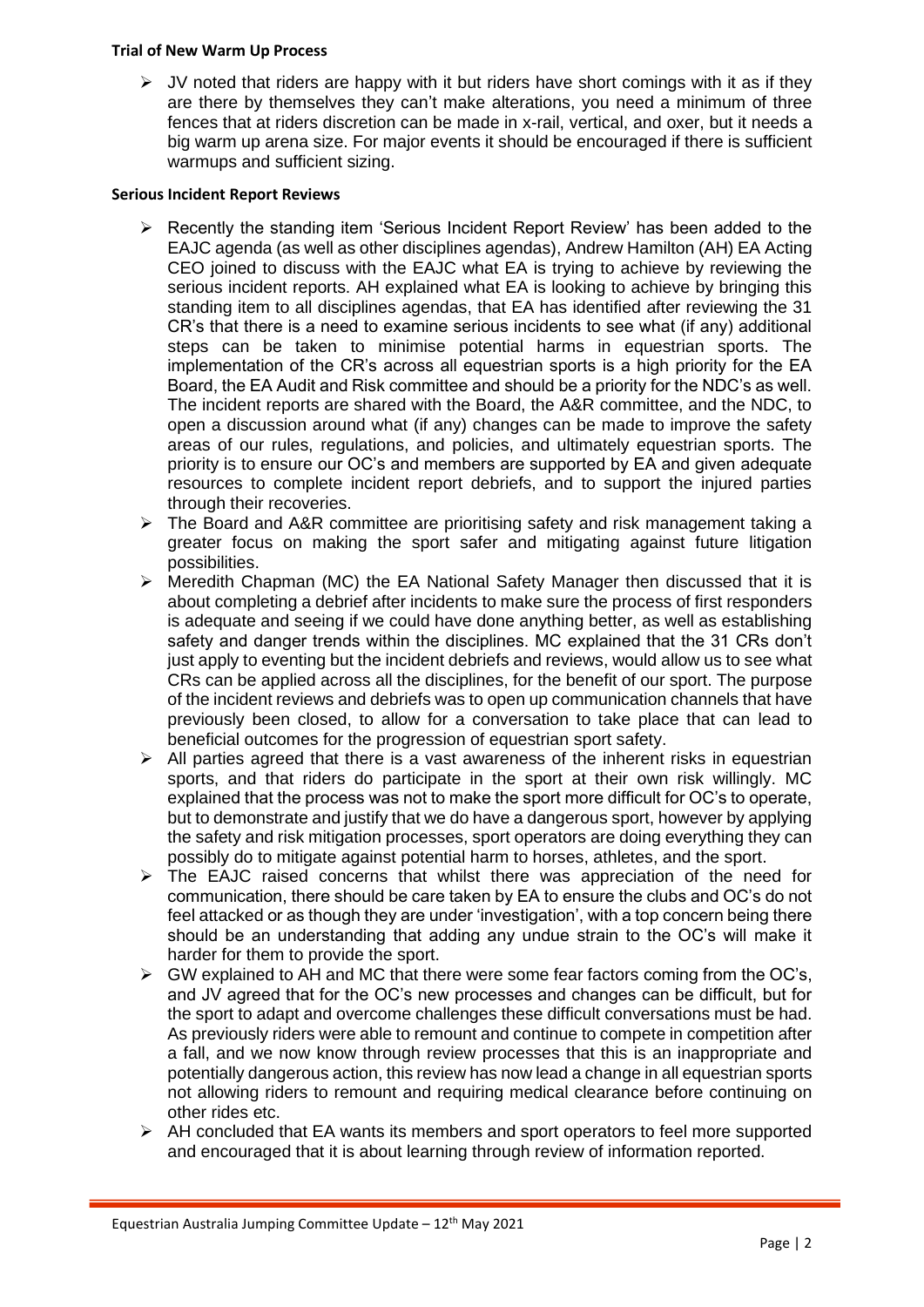**Trial of New Warm Up Process**

- JV noted that riders are happy with it but riders have short comings with it as if they are there by themselves they can't make alterations, you need a minimum of three fences that at riders discretion can be made in x-rail, vertical, and oxer, but it needs a big warm up arena size. For major events it should be encouraged if there is sufficient warmups and sufficient sizing.

**Serious Incident Report Reviews**

- Recently the standing item 'Serious Incident Report Review' has been added to the EAJC agenda (as well as other disciplines agendas), Andrew Hamilton (AH) EA Acting CEO joined to discuss with the EAJC what EA is trying to achieve by reviewing the serious incident reports. AH explained what EA is looking to achieve by bringing this standing item to all disciplines agendas, that EA has identified after reviewing the 31 CR's that there is a need to examine serious incidents to see what (if any) additional steps can be taken to minimise potential harms in equestrian sports. The implementation of the CR's across all equestrian sports is a high priority for the EA Board, the EA Audit and Risk committee and should be a priority for the NDC's as well. The incident reports are shared with the Board, the A&R committee, and the NDC, to open a discussion around what (if any) changes can be made to improve the safety areas of our rules, regulations, and policies, and ultimately equestrian sports. The priority is to ensure our OC's and members are supported by EA and given adequate resources to complete incident report debriefs, and to support the injured parties through their recoveries.
- The Board and A&R committee are prioritising safety and risk management taking a greater focus on making the sport safer and mitigating against future litigation possibilities.
- Meredith Chapman (MC) the EA National Safety Manager then discussed that it is about completing a debrief after incidents to make sure the process of first responders is adequate and seeing if we could have done anything better, as well as establishing safety and danger trends within the disciplines. MC explained that the 31 CRs don't just apply to eventing but the incident debriefs and reviews, would allow us to see what CRs can be applied across all the disciplines, for the benefit of our sport. The purpose of the incident reviews and debriefs was to open up communication channels that have previously been closed, to allow for a conversation to take place that can lead to beneficial outcomes for the progression of equestrian sport safety.
- All parties agreed that there is a vast awareness of the inherent risks in equestrian sports, and that riders do participate in the sport at their own risk willingly. MC explained that the process was not to make the sport more difficult for OC's to operate, but to demonstrate and justify that we do have a dangerous sport, however by applying the safety and risk mitigation processes, sport operators are doing everything they can possibly do to mitigate against potential harm to horses, athletes, and the sport.
- The EAJC raised concerns that whilst there was appreciation of the need for communication, there should be care taken by EA to ensure the clubs and OC's do not feel attacked or as though they are under 'investigation', with a top concern being there should be an understanding that adding any undue strain to the OC's will make it harder for them to provide the sport.
- GW explained to AH and MC that there were some fear factors coming from the OC's, and JV agreed that for the OC's new processes and changes can be difficult, but for the sport to adapt and overcome challenges these difficult conversations must be had. As previously riders were able to remount and continue to compete in competition after a fall, and we now know through review processes that this is an inappropriate and potentially dangerous action, this review has now lead a change in all equestrian sports not allowing riders to remount and requiring medical clearance before continuing on other rides etc.
- AH concluded that EA wants its members and sport operators to feel more supported and encouraged that it is about learning through review of information reported.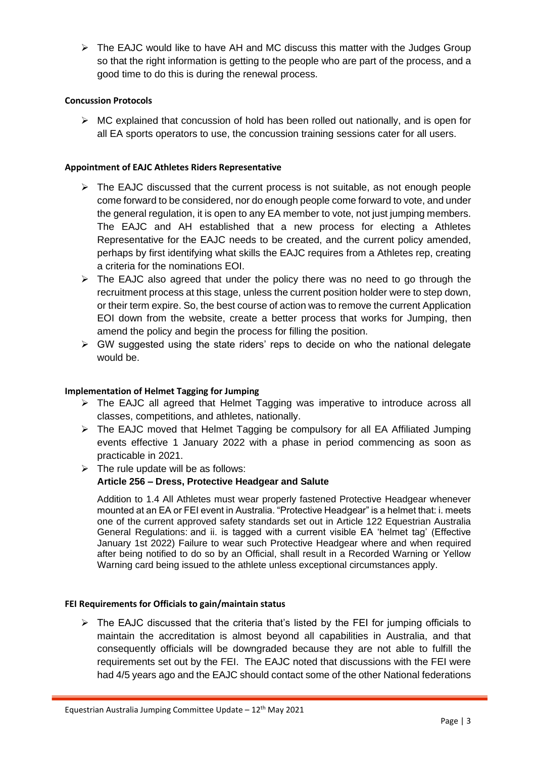- The EAJC would like to have AH and MC discuss this matter with the Judges Group so that the right information is getting to the people who are part of the process, and a good time to do this is during the renewal process.

**Concussion Protocols**

- MC explained that concussion of hold has been rolled out nationally, and is open for all EA sports operators to use, the concussion training sessions cater for all users.

**Appointment of EAJC Athletes Riders Representative**

- The EAJC discussed that the current process is not suitable, as not enough people come forward to be considered, nor do enough people come forward to vote, and under the general regulation, it is open to any EA member to vote, not just jumping members. The EAJC and AH established that a new process for electing a Athletes Representative for the EAJC needs to be created, and the current policy amended, perhaps by first identifying what skills the EAJC requires from a Athletes rep, creating a criteria for the nominations EOI.
- The EAJC also agreed that under the policy there was no need to go through the recruitment process at this stage, unless the current position holder were to step down, or their term expire. So, the best course of action was to remove the current Application EOI down from the website, create a better process that works for Jumping, then amend the policy and begin the process for filling the position.
- GW suggested using the state riders' reps to decide on who the national delegate would be.

**Implementation of Helmet Tagging for Jumping**

- The EAJC all agreed that Helmet Tagging was imperative to introduce across all classes, competitions, and athletes, nationally.
- The EAJC moved that Helmet Tagging be compulsory for all EA Affiliated Jumping events effective 1 January 2022 with a phase in period commencing as soon as practicable in 2021.
- The rule update will be as follows:

  **Article 256 – Dress, Protective Headgear and Salute**

  Addition to 1.4 All Athletes must wear properly fastened Protective Headgear whenever mounted at an EA or FEI event in Australia. "Protective Headgear" is a helmet that: i. meets one of the current approved safety standards set out in Article 122 Equestrian Australia General Regulations: and ii. is tagged with a current visible EA 'helmet tag' (Effective January 1st 2022) Failure to wear such Protective Headgear where and when required after being notified to do so by an Official, shall result in a Recorded Warning or Yellow Warning card being issued to the athlete unless exceptional circumstances apply.

**FEI Requirements for Officials to gain/maintain status**

- The EAJC discussed that the criteria that's listed by the FEI for jumping officials to maintain the accreditation is almost beyond all capabilities in Australia, and that consequently officials will be downgraded because they are not able to fulfill the requirements set out by the FEI. The EAJC noted that discussions with the FEI were had 4/5 years ago and the EAJC should contact some of the other National federations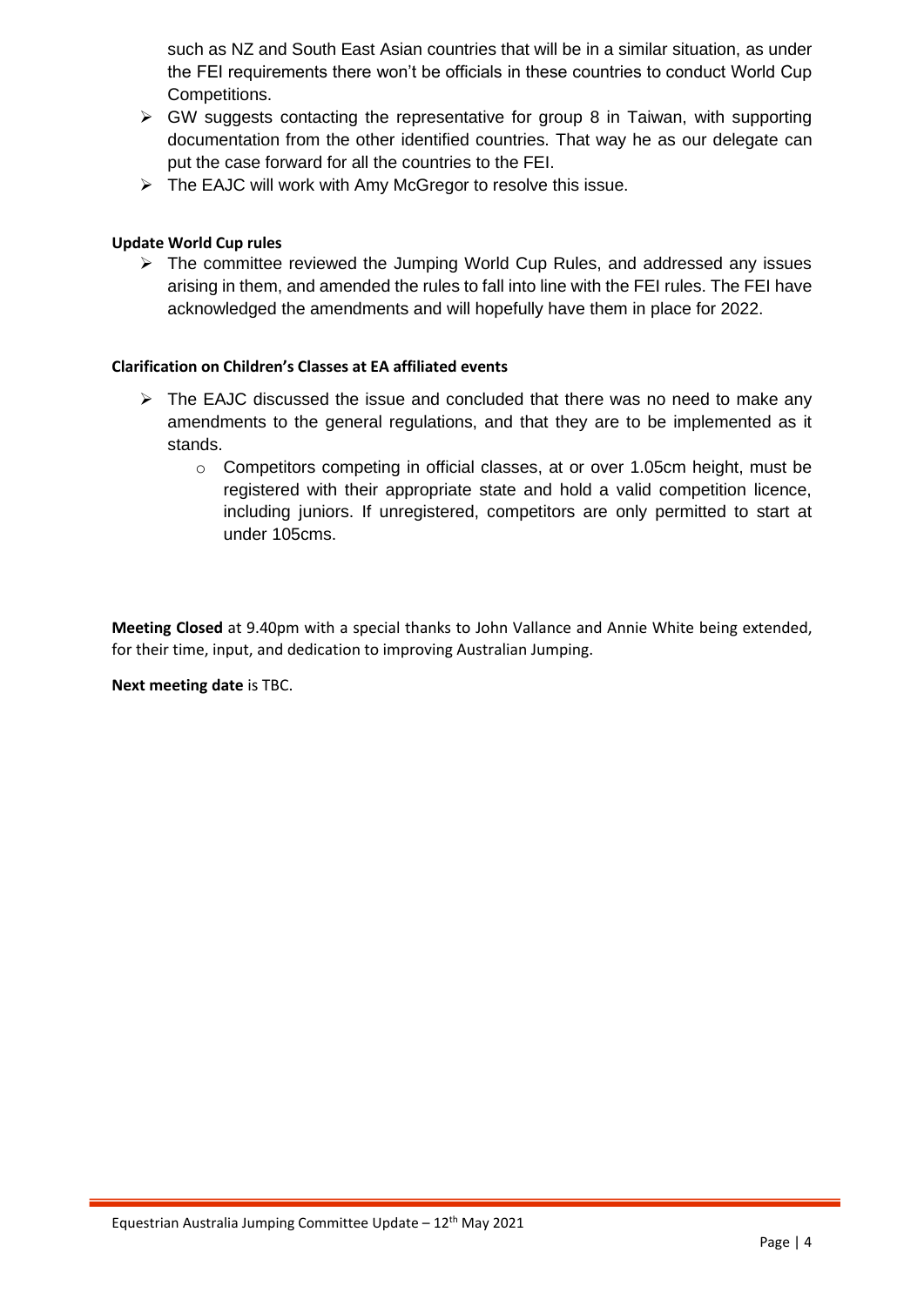such as NZ and South East Asian countries that will be in a similar situation, as under the FEI requirements there won't be officials in these countries to conduct World Cup Competitions.

- GW suggests contacting the representative for group 8 in Taiwan, with supporting documentation from the other identified countries. That way he as our delegate can put the case forward for all the countries to the FEI.
- The EAJC will work with Amy McGregor to resolve this issue.

**Update World Cup rules**

- The committee reviewed the Jumping World Cup Rules, and addressed any issues arising in them, and amended the rules to fall into line with the FEI rules. The FEI have acknowledged the amendments and will hopefully have them in place for 2022.

**Clarification on Children's Classes at EA affiliated events**

- The EAJC discussed the issue and concluded that there was no need to make any amendments to the general regulations, and that they are to be implemented as it stands.
    - Competitors competing in official classes, at or over 1.05cm height, must be registered with their appropriate state and hold a valid competition licence, including juniors. If unregistered, competitors are only permitted to start at under 105cms.

**Meeting Closed** at 9.40pm with a special thanks to John Vallance and Annie White being extended, for their time, input, and dedication to improving Australian Jumping.

**Next meeting date** is TBC.